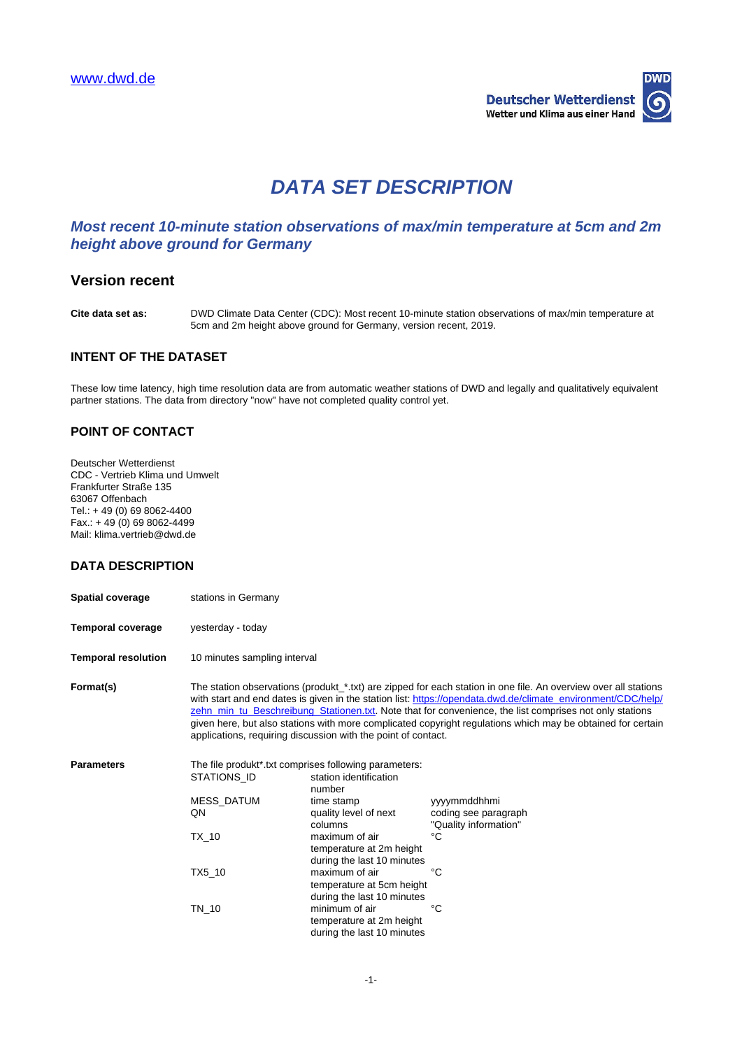www.dwd.de

Deutscher Wetterdienst
Wetter und Klima aus einer Hand

# DATA SET DESCRIPTION

## *Most recent 10-minute station observations of max/min temperature at 5cm and 2m height above ground for Germany*

## Version recent

**Cite data set as:** DWD Climate Data Center (CDC): Most recent 10-minute station observations of max/min temperature at 5cm and 2m height above ground for Germany, version recent, 2019.

### INTENT OF THE DATASET

These low time latency, high time resolution data are from automatic weather stations of DWD and legally and qualitatively equivalent partner stations. The data from directory "now" have not completed quality control yet.

### POINT OF CONTACT

Deutscher Wetterdienst
CDC - Vertrieb Klima und Umwelt
Frankfurter Straße 135
63067 Offenbach
Tel.: + 49 (0) 69 8062-4400
Fax.: + 49 (0) 69 8062-4499
Mail: klima.vertrieb@dwd.de

### DATA DESCRIPTION

**Spatial coverage** stations in Germany

**Temporal coverage** yesterday - today

**Temporal resolution** 10 minutes sampling interval

**Format(s)** The station observations (produkt_*.txt) are zipped for each station in one file. An overview over all stations with start and end dates is given in the station list: https://opendata.dwd.de/climate_environment/CDC/help/zehn_min_tu_Beschreibung_Stationen.txt. Note that for convenience, the list comprises not only stations given here, but also stations with more complicated copyright regulations which may be obtained for certain applications, requiring discussion with the point of contact.

**Parameters** The file produkt*.txt comprises following parameters:

| | | |
|---|---|---|
| STATIONS_ID | station identification number | |
| MESS_DATUM | time stamp | yyyymmddhhmi |
| QN | quality level of next columns | coding see paragraph "Quality information" |
| TX_10 | maximum of air temperature at 2m height during the last 10 minutes | °C |
| TX5_10 | maximum of air temperature at 5cm height during the last 10 minutes | °C |
| TN_10 | minimum of air temperature at 2m height during the last 10 minutes | °C |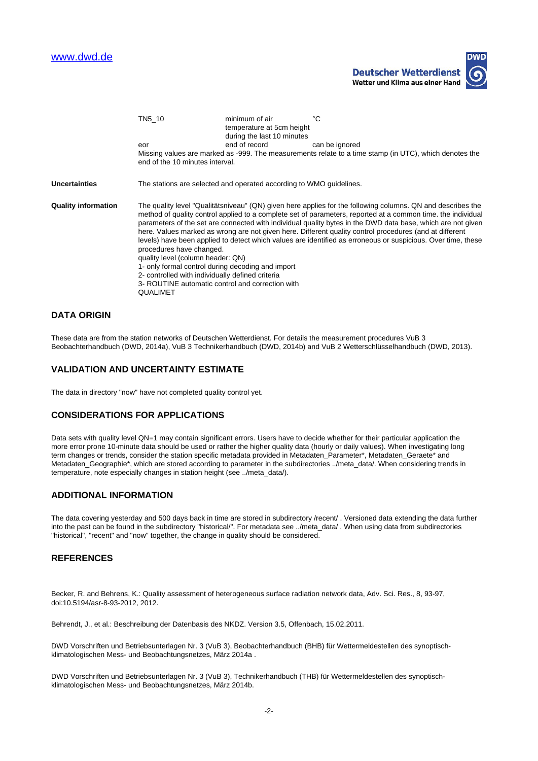| | | |
|---|---|---|
| TN5_10 | minimum of air temperature at 5cm height during the last 10 minutes | °C |
| eor | end of record | can be ignored |

Missing values are marked as -999. The measurements relate to a time stamp (in UTC), which denotes the end of the 10 minutes interval.

**Uncertainties**

The stations are selected and operated according to WMO guidelines.

**Quality information**

The quality level "Qualitätsniveau" (QN) given here applies for the following columns. QN and describes the method of quality control applied to a complete set of parameters, reported at a common time. the individual parameters of the set are connected with individual quality bytes in the DWD data base, which are not given here. Values marked as wrong are not given here. Different quality control procedures (and at different levels) have been applied to detect which values are identified as erroneous or suspicious. Over time, these procedures have changed.

quality level (column header: QN)
1- only formal control during decoding and import
2- controlled with individually defined criteria
3- ROUTINE automatic control and correction with QUALIMET

## DATA ORIGIN

These data are from the station networks of Deutschen Wetterdienst. For details the measurement procedures VuB 3 Beobachterhandbuch (DWD, 2014a), VuB 3 Technikerhandbuch (DWD, 2014b) and VuB 2 Wetterschlüsselhandbuch (DWD, 2013).

## VALIDATION AND UNCERTAINTY ESTIMATE

The data in directory "now" have not completed quality control yet.

## CONSIDERATIONS FOR APPLICATIONS

Data sets with quality level QN=1 may contain significant errors. Users have to decide whether for their particular application the more error prone 10-minute data should be used or rather the higher quality data (hourly or daily values). When investigating long term changes or trends, consider the station specific metadata provided in Metadaten_Parameter*, Metadaten_Geraete* and Metadaten_Geographie*, which are stored according to parameter in the subdirectories ../meta_data/. When considering trends in temperature, note especially changes in station height (see ../meta_data/).

## ADDITIONAL INFORMATION

The data covering yesterday and 500 days back in time are stored in subdirectory /recent/ . Versioned data extending the data further into the past can be found in the subdirectory "historical/". For metadata see ../meta_data/ . When using data from subdirectories "historical", "recent" and "now" together, the change in quality should be considered.

## REFERENCES

Becker, R. and Behrens, K.: Quality assessment of heterogeneous surface radiation network data, Adv. Sci. Res., 8, 93-97, doi:10.5194/asr-8-93-2012, 2012.

Behrendt, J., et al.: Beschreibung der Datenbasis des NKDZ. Version 3.5, Offenbach, 15.02.2011.

DWD Vorschriften und Betriebsunterlagen Nr. 3 (VuB 3), Beobachterhandbuch (BHB) für Wettermeldestellen des synoptisch-klimatologischen Mess- und Beobachtungsnetzes, März 2014a .

DWD Vorschriften und Betriebsunterlagen Nr. 3 (VuB 3), Technikerhandbuch (THB) für Wettermeldestellen des synoptisch-klimatologischen Mess- und Beobachtungsnetzes, März 2014b.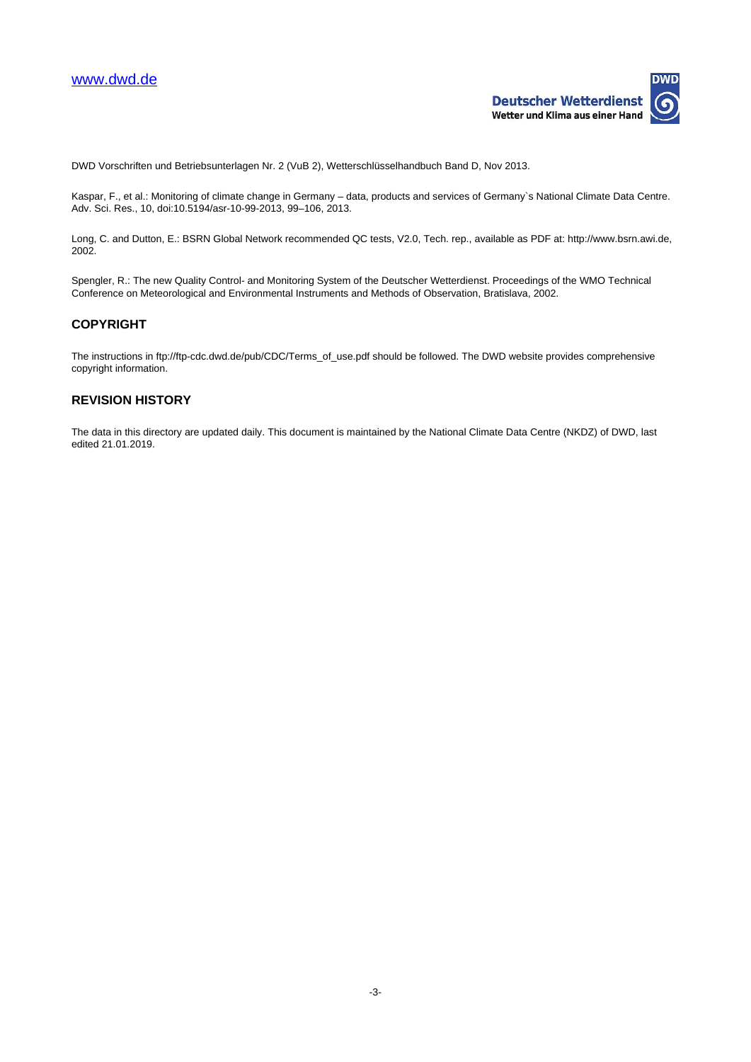DWD Vorschriften und Betriebsunterlagen Nr. 2 (VuB 2), Wetterschlüsselhandbuch Band D, Nov 2013.

Kaspar, F., et al.: Monitoring of climate change in Germany – data, products and services of Germany`s National Climate Data Centre. Adv. Sci. Res., 10, doi:10.5194/asr-10-99-2013, 99–106, 2013.

Long, C. and Dutton, E.: BSRN Global Network recommended QC tests, V2.0, Tech. rep., available as PDF at: http://www.bsrn.awi.de, 2002.

Spengler, R.: The new Quality Control- and Monitoring System of the Deutscher Wetterdienst. Proceedings of the WMO Technical Conference on Meteorological and Environmental Instruments and Methods of Observation, Bratislava, 2002.

## COPYRIGHT

The instructions in ftp://ftp-cdc.dwd.de/pub/CDC/Terms_of_use.pdf should be followed. The DWD website provides comprehensive copyright information.

## REVISION HISTORY

The data in this directory are updated daily. This document is maintained by the National Climate Data Centre (NKDZ) of DWD, last edited 21.01.2019.